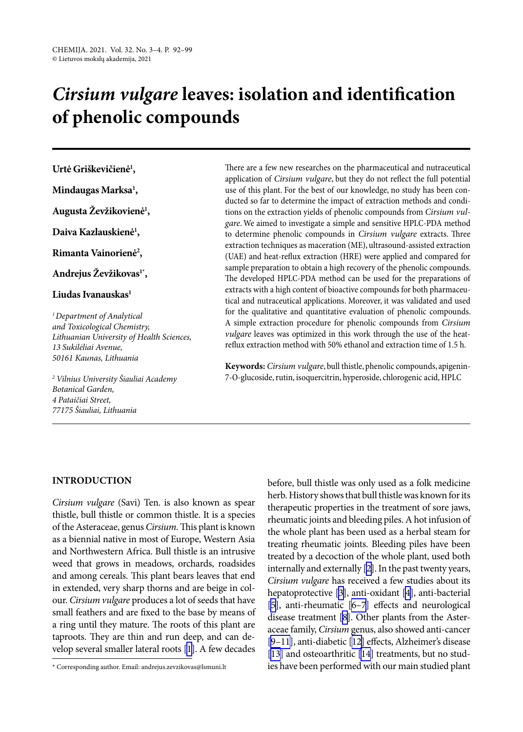# *Cirsium vulgare* leaves: isolation and identification of phenolic compounds

**Urtė Griškevičienė[1],**

**Mindaugas Marksa[1],**

**Augusta Ževžikovienė[1],**

**Daiva Kazlauskienė[1],**

**Rimanta Vainorienė[2],**

**Andrejus Ževžikovas[1*],**

**Liudas Ivanauskas[1]**

*[1] Department of Analytical and Toxicological Chemistry, Lithuanian University of Health Sciences, 13 Sukilėliai Avenue, 50161 Kaunas, Lithuania*

*[2] Vilnius University Šiauliai Academy Botanical Garden, 4 Pataičiai Street, 77175 Šiauliai, Lithuania*

There are a few new researches on the pharmaceutical and nutraceutical application of *Cirsium vulgare*, but they do not reflect the full potential use of this plant. For the best of our knowledge, no study has been conducted so far to determine the impact of extraction methods and conditions on the extraction yields of phenolic compounds from *Cirsium vulgare*. We aimed to investigate a simple and sensitive HPLC-PDA method to determine phenolic compounds in *Cirsium vulgare* extracts. Three extraction techniques as maceration (ME), ultrasound-assisted extraction (UAE) and heat-reflux extraction (HRE) were applied and compared for sample preparation to obtain a high recovery of the phenolic compounds. The developed HPLC-PDA method can be used for the preparations of extracts with a high content of bioactive compounds for both pharmaceutical and nutraceutical applications. Moreover, it was validated and used for the qualitative and quantitative evaluation of phenolic compounds. A simple extraction procedure for phenolic compounds from *Cirsium vulgare* leaves was optimized in this work through the use of the heat-reflux extraction method with 50% ethanol and extraction time of 1.5 h.

**Keywords:** *Cirsium vulgare*, bull thistle, phenolic compounds, apigenin-7-O-glucoside, rutin, isoquercitrin, hyperoside, chlorogenic acid, HPLC

## INTRODUCTION

*Cirsium vulgare* (Savi) Ten. is also known as spear thistle, bull thistle or common thistle. It is a species of the Asteraceae, genus *Cirsium*. This plant is known as a biennial native in most of Europe, Western Asia and Northwestern Africa. Bull thistle is an intrusive weed that grows in meadows, orchards, roadsides and among cereals. This plant bears leaves that end in extended, very sharp thorns and are beige in colour. *Cirsium vulgare* produces a lot of seeds that have small feathers and are fixed to the base by means of a ring until they mature. The roots of this plant are taproots. They are thin and run deep, and can develop several smaller lateral roots [1]. A few decades before, bull thistle was only used as a folk medicine herb. History shows that bull thistle was known for its therapeutic properties in the treatment of sore jaws, rheumatic joints and bleeding piles. A hot infusion of the whole plant has been used as a herbal steam for treating rheumatic joints. Bleeding piles have been treated by a decoction of the whole plant, used both internally and externally [2]. In the past twenty years, *Cirsium vulgare* has received a few studies about its hepatoprotective [3], anti-oxidant [4], anti-bacterial [5], anti-rheumatic [6–7] effects and neurological disease treatment [8]. Other plants from the Asteraceae family, *Cirsium* genus, also showed anti-cancer [9–11], anti-diabetic [12] effects, Alzheimer's disease [13] and osteoarthritic [14] treatments, but no studies have been performed with our main studied plant

\* Corresponding author. Email: andrejus.zevzikovas@lsmuni.lt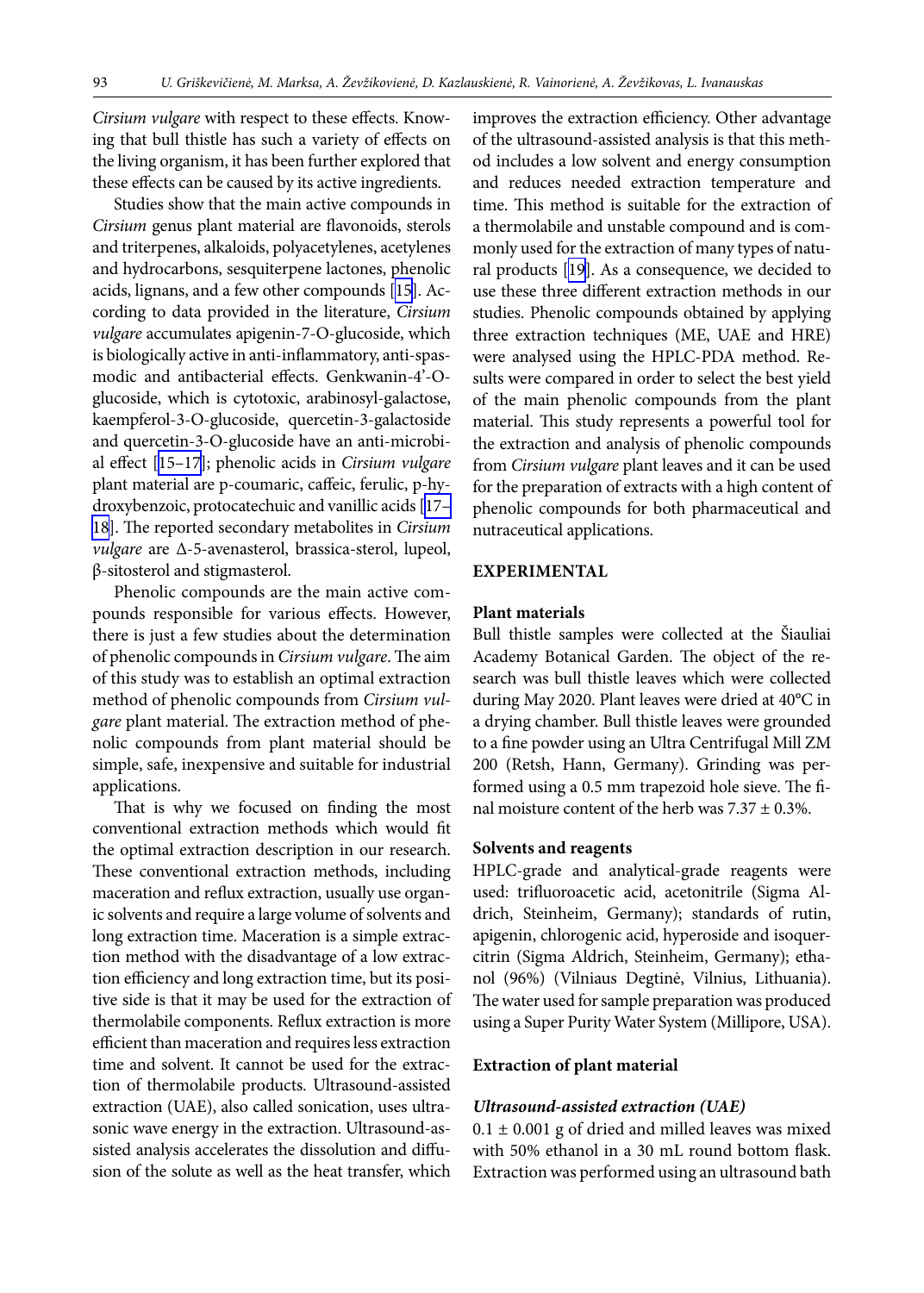*Cirsium vulgare* with respect to these effects. Knowing that bull thistle has such a variety of effects on the living organism, it has been further explored that these effects can be caused by its active ingredients.

Studies show that the main active compounds in *Cirsium* genus plant material are flavonoids, sterols and triterpenes, alkaloids, polyacetylenes, acetylenes and hydrocarbons, sesquiterpene lactones, phenolic acids, lignans, and a few other compounds [15]. According to data provided in the literature, *Cirsium vulgare* accumulates apigenin-7-O-glucoside, which is biologically active in anti-inflammatory, anti-spasmodic and antibacterial effects. Genkwanin-4'-O-glucoside, which is cytotoxic, arabinosyl-galactose, kaempferol-3-O-glucoside, quercetin-3-galactoside and quercetin-3-O-glucoside have an anti-microbial effect [15–17]; phenolic acids in *Cirsium vulgare* plant material are p-coumaric, caffeic, ferulic, p-hydroxybenzoic, protocatechuic and vanillic acids [17–18]. The reported secondary metabolites in *Cirsium vulgare* are Δ-5-avenasterol, brassica-sterol, lupeol, β-sitosterol and stigmasterol.

Phenolic compounds are the main active compounds responsible for various effects. However, there is just a few studies about the determination of phenolic compounds in *Cirsium vulgare*. The aim of this study was to establish an optimal extraction method of phenolic compounds from *Cirsium vulgare* plant material. The extraction method of phenolic compounds from plant material should be simple, safe, inexpensive and suitable for industrial applications.

That is why we focused on finding the most conventional extraction methods which would fit the optimal extraction description in our research. These conventional extraction methods, including maceration and reflux extraction, usually use organic solvents and require a large volume of solvents and long extraction time. Maceration is a simple extraction method with the disadvantage of a low extraction efficiency and long extraction time, but its positive side is that it may be used for the extraction of thermolabile components. Reflux extraction is more efficient than maceration and requires less extraction time and solvent. It cannot be used for the extraction of thermolabile products. Ultrasound-assisted extraction (UAE), also called sonication, uses ultrasonic wave energy in the extraction. Ultrasound-assisted analysis accelerates the dissolution and diffusion of the solute as well as the heat transfer, which improves the extraction efficiency. Other advantage of the ultrasound-assisted analysis is that this method includes a low solvent and energy consumption and reduces needed extraction temperature and time. This method is suitable for the extraction of a thermolabile and unstable compound and is commonly used for the extraction of many types of natural products [19]. As a consequence, we decided to use these three different extraction methods in our studies. Phenolic compounds obtained by applying three extraction techniques (ME, UAE and HRE) were analysed using the HPLC-PDA method. Results were compared in order to select the best yield of the main phenolic compounds from the plant material. This study represents a powerful tool for the extraction and analysis of phenolic compounds from *Cirsium vulgare* plant leaves and it can be used for the preparation of extracts with a high content of phenolic compounds for both pharmaceutical and nutraceutical applications.

## EXPERIMENTAL

### Plant materials

Bull thistle samples were collected at the Šiauliai Academy Botanical Garden. The object of the research was bull thistle leaves which were collected during May 2020. Plant leaves were dried at 40°C in a drying chamber. Bull thistle leaves were grounded to a fine powder using an Ultra Centrifugal Mill ZM 200 (Retsh, Hann, Germany). Grinding was performed using a 0.5 mm trapezoid hole sieve. The final moisture content of the herb was 7.37 ± 0.3%.

### Solvents and reagents

HPLC-grade and analytical-grade reagents were used: trifluoroacetic acid, acetonitrile (Sigma Aldrich, Steinheim, Germany); standards of rutin, apigenin, chlorogenic acid, hyperoside and isoquercitrin (Sigma Aldrich, Steinheim, Germany); ethanol (96%) (Vilniaus Degtinė, Vilnius, Lithuania). The water used for sample preparation was produced using a Super Purity Water System (Millipore, USA).

### Extraction of plant material

#### *Ultrasound-assisted extraction (UAE)*

0.1 ± 0.001 g of dried and milled leaves was mixed with 50% ethanol in a 30 mL round bottom flask. Extraction was performed using an ultrasound bath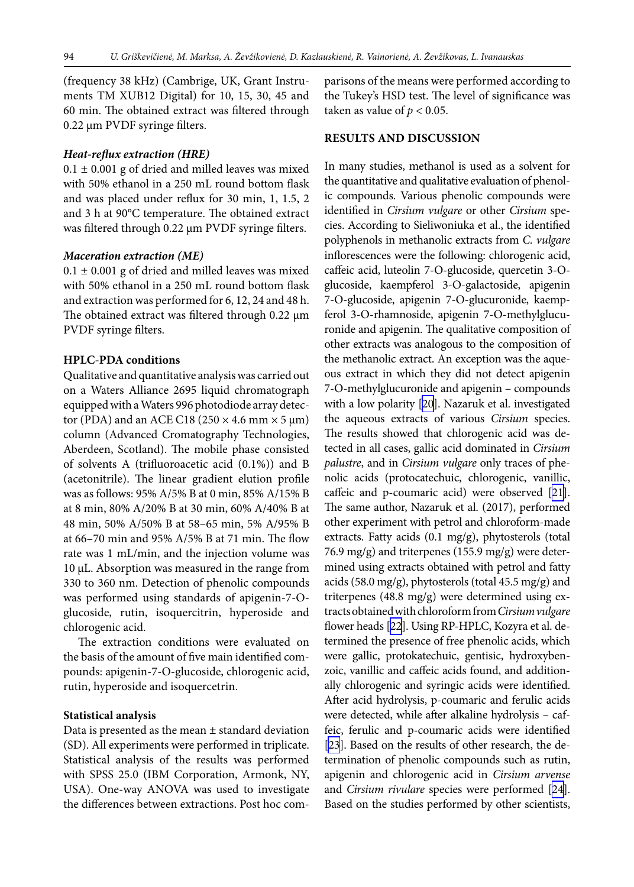(frequency 38 kHz) (Cambrige, UK, Grant Instruments TM XUB12 Digital) for 10, 15, 30, 45 and 60 min. The obtained extract was filtered through 0.22 μm PVDF syringe filters.

#### *Heat-reflux extraction (HRE)*

0.1 ± 0.001 g of dried and milled leaves was mixed with 50% ethanol in a 250 mL round bottom flask and was placed under reflux for 30 min, 1, 1.5, 2 and 3 h at 90°C temperature. The obtained extract was filtered through 0.22 μm PVDF syringe filters.

#### *Maceration extraction (ME)*

0.1 ± 0.001 g of dried and milled leaves was mixed with 50% ethanol in a 250 mL round bottom flask and extraction was performed for 6, 12, 24 and 48 h. The obtained extract was filtered through 0.22 μm PVDF syringe filters.

### HPLC-PDA conditions

Qualitative and quantitative analysis was carried out on a Waters Alliance 2695 liquid chromatograph equipped with a Waters 996 photodiode array detector (PDA) and an ACE C18 (250 × 4.6 mm × 5 μm) column (Advanced Cromatography Technologies, Aberdeen, Scotland). The mobile phase consisted of solvents A (trifluoroacetic acid (0.1%)) and B (acetonitrile). The linear gradient elution profile was as follows: 95% A/5% B at 0 min, 85% A/15% B at 8 min, 80% A/20% B at 30 min, 60% A/40% B at 48 min, 50% A/50% B at 58–65 min, 5% A/95% B at 66–70 min and 95% A/5% B at 71 min. The flow rate was 1 mL/min, and the injection volume was 10 μL. Absorption was measured in the range from 330 to 360 nm. Detection of phenolic compounds was performed using standards of apigenin-7-O-glucoside, rutin, isoquercitrin, hyperoside and chlorogenic acid.

The extraction conditions were evaluated on the basis of the amount of five main identified compounds: apigenin-7-O-glucoside, chlorogenic acid, rutin, hyperoside and isoquercetrin.

### Statistical analysis

Data is presented as the mean ± standard deviation (SD). All experiments were performed in triplicate. Statistical analysis of the results was performed with SPSS 25.0 (IBM Corporation, Armonk, NY, USA). One-way ANOVA was used to investigate the differences between extractions. Post hoc comparisons of the means were performed according to the Tukey's HSD test. The level of significance was taken as value of $p < 0.05$.

## RESULTS AND DISCUSSION

In many studies, methanol is used as a solvent for the quantitative and qualitative evaluation of phenolic compounds. Various phenolic compounds were identified in *Cirsium vulgare* or other *Cirsium* species. According to Sieliwoniuka et al., the identified polyphenols in methanolic extracts from *C. vulgare* inflorescences were the following: chlorogenic acid, caffeic acid, luteolin 7-O-glucoside, quercetin 3-O-glucoside, kaempferol 3-O-galactoside, apigenin 7-O-glucoside, apigenin 7-O-glucuronide, kaempferol 3-O-rhamnoside, apigenin 7-O-methylglucuronide and apigenin. The qualitative composition of other extracts was analogous to the composition of the methanolic extract. An exception was the aqueous extract in which they did not detect apigenin 7-O-methylglucuronide and apigenin – compounds with a low polarity [20]. Nazaruk et al. investigated the aqueous extracts of various *Cirsium* species. The results showed that chlorogenic acid was detected in all cases, gallic acid dominated in *Cirsium palustre*, and in *Cirsium vulgare* only traces of phenolic acids (protocatechuic, chlorogenic, vanillic, caffeic and p-coumaric acid) were observed [21]. The same author, Nazaruk et al. (2017), performed other experiment with petrol and chloroform-made extracts. Fatty acids (0.1 mg/g), phytosterols (total 76.9 mg/g) and triterpenes (155.9 mg/g) were determined using extracts obtained with petrol and fatty acids (58.0 mg/g), phytosterols (total 45.5 mg/g) and triterpenes (48.8 mg/g) were determined using extracts obtained with chloroform from *Cirsium vulgare* flower heads [22]. Using RP-HPLC, Kozyra et al. determined the presence of free phenolic acids, which were gallic, protokatechuic, gentisic, hydroxybenzoic, vanillic and caffeic acids found, and additionally chlorogenic and syringic acids were identified. After acid hydrolysis, p-coumaric and ferulic acids were detected, while after alkaline hydrolysis – caffeic, ferulic and p-coumaric acids were identified [23]. Based on the results of other research, the determination of phenolic compounds such as rutin, apigenin and chlorogenic acid in *Cirsium arvense* and *Cirsium rivulare* species were performed [24]. Based on the studies performed by other scientists,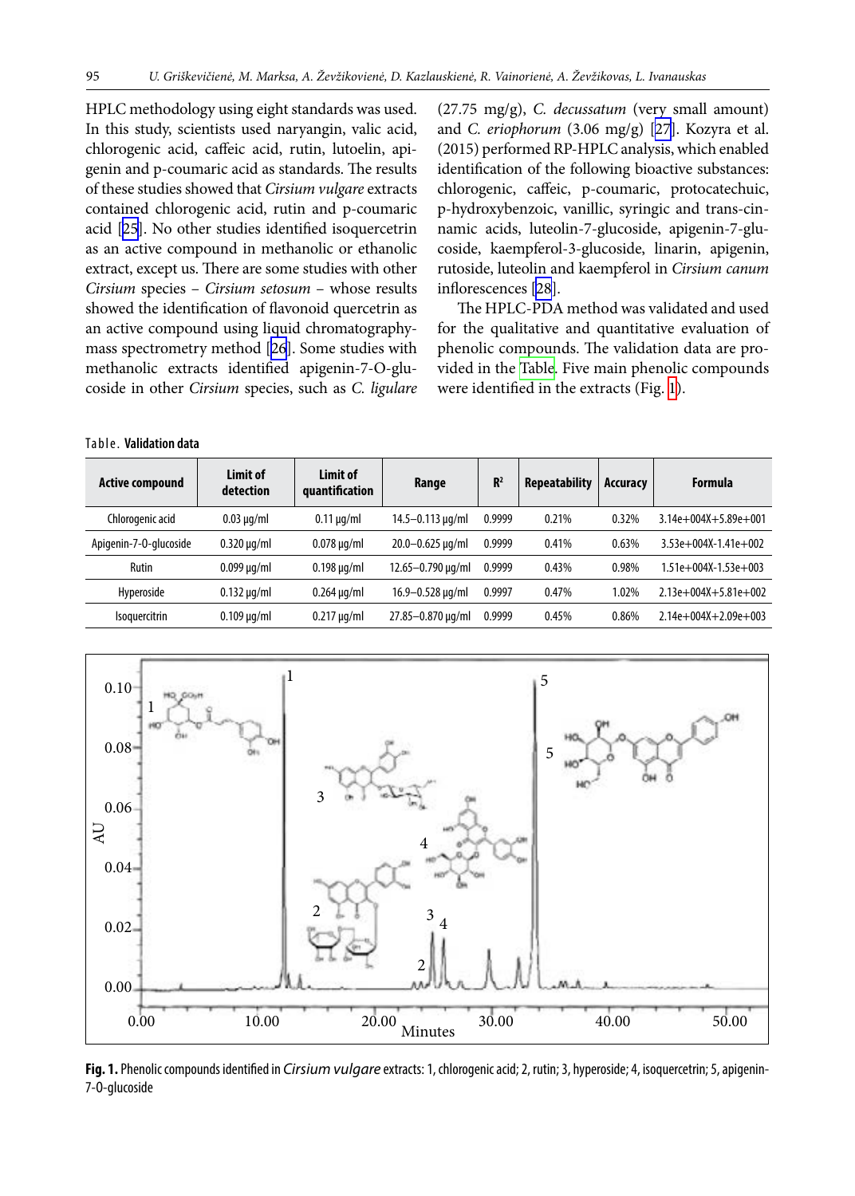HPLC methodology using eight standards was used. In this study, scientists used naryangin, valic acid, chlorogenic acid, caffeic acid, rutin, lutoelin, apigenin and p-coumaric acid as standards. The results of these studies showed that *Cirsium vulgare* extracts contained chlorogenic acid, rutin and p-coumaric acid [25]. No other studies identified isoquercetrin as an active compound in methanolic or ethanolic extract, except us. There are some studies with other *Cirsium* species – *Cirsium setosum* – whose results showed the identification of flavonoid quercetrin as an active compound using liquid chromatography-mass spectrometry method [26]. Some studies with methanolic extracts identified apigenin-7-O-glucoside in other *Cirsium* species, such as *C. ligulare* (27.75 mg/g), *C. decussatum* (very small amount) and *C. eriophorum* (3.06 mg/g) [27]. Kozyra et al. (2015) performed RP-HPLC analysis, which enabled identification of the following bioactive substances: chlorogenic, caffeic, p-coumaric, protocatechuic, p-hydroxybenzoic, vanillic, syringic and trans-cinnamic acids, luteolin-7-glucoside, apigenin-7-glucoside, kaempferol-3-glucoside, linarin, apigenin, rutoside, luteolin and kaempferol in *Cirsium canum* inflorescences [28].

The HPLC-PDA method was validated and used for the qualitative and quantitative evaluation of phenolic compounds. The validation data are provided in the Table. Five main phenolic compounds were identified in the extracts (Fig. 1).

Table. **Validation data**

| Active compound | Limit of detection | Limit of quantification | Range | $R^2$ | Repeatability | Accuracy | Formula |
|---|---|---|---|---|---|---|---|
| Chlorogenic acid | 0.03 µg/ml | 0.11 µg/ml | 14.5–0.113 µg/ml | 0.9999 | 0.21% | 0.32% | 3.14e+004X+5.89e+001 |
| Apigenin-7-O-glucoside | 0.320 µg/ml | 0.078 µg/ml | 20.0–0.625 µg/ml | 0.9999 | 0.41% | 0.63% | 3.53e+004X-1.41e+002 |
| Rutin | 0.099 µg/ml | 0.198 µg/ml | 12.65–0.790 µg/ml | 0.9999 | 0.43% | 0.98% | 1.51e+004X-1.53e+003 |
| Hyperoside | 0.132 µg/ml | 0.264 µg/ml | 16.9–0.528 µg/ml | 0.9997 | 0.47% | 1.02% | 2.13e+004X+5.81e+002 |
| Isoquercitrin | 0.109 µg/ml | 0.217 µg/ml | 27.85–0.870 µg/ml | 0.9999 | 0.45% | 0.86% | 2.14e+004X+2.09e+003 |

**Fig. 1.** Phenolic compounds identified in *Cirsium vulgare* extracts: 1, chlorogenic acid; 2, rutin; 3, hyperoside; 4, isoquercetrin; 5, apigenin-7-O-glucoside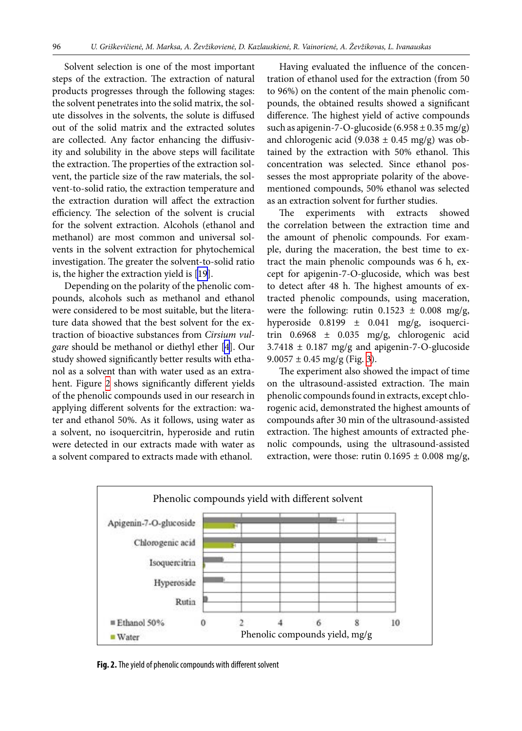Solvent selection is one of the most important steps of the extraction. The extraction of natural products progresses through the following stages: the solvent penetrates into the solid matrix, the solute dissolves in the solvents, the solute is diffused out of the solid matrix and the extracted solutes are collected. Any factor enhancing the diffusivity and solubility in the above steps will facilitate the extraction. The properties of the extraction solvent, the particle size of the raw materials, the solvent-to-solid ratio, the extraction temperature and the extraction duration will affect the extraction efficiency. The selection of the solvent is crucial for the solvent extraction. Alcohols (ethanol and methanol) are most common and universal solvents in the solvent extraction for phytochemical investigation. The greater the solvent-to-solid ratio is, the higher the extraction yield is [19].

Depending on the polarity of the phenolic compounds, alcohols such as methanol and ethanol were considered to be most suitable, but the literature data showed that the best solvent for the extraction of bioactive substances from *Cirsium vulgare* should be methanol or diethyl ether [4]. Our study showed significantly better results with ethanol as a solvent than with water used as an extrahent. Figure 2 shows significantly different yields of the phenolic compounds used in our research in applying different solvents for the extraction: water and ethanol 50%. As it follows, using water as a solvent, no isoquercitrin, hyperoside and rutin were detected in our extracts made with water as a solvent compared to extracts made with ethanol.

Having evaluated the influence of the concentration of ethanol used for the extraction (from 50 to 96%) on the content of the main phenolic compounds, the obtained results showed a significant difference. The highest yield of active compounds such as apigenin-7-O-glucoside (6.958 ± 0.35 mg/g) and chlorogenic acid (9.038 ± 0.45 mg/g) was obtained by the extraction with 50% ethanol. This concentration was selected. Since ethanol possesses the most appropriate polarity of the above-mentioned compounds, 50% ethanol was selected as an extraction solvent for further studies.

The experiments with extracts showed the correlation between the extraction time and the amount of phenolic compounds. For example, during the maceration, the best time to extract the main phenolic compounds was 6 h, except for apigenin-7-O-glucoside, which was best to detect after 48 h. The highest amounts of extracted phenolic compounds, using maceration, were the following: rutin 0.1523 ± 0.008 mg/g, hyperoside 0.8199 ± 0.041 mg/g, isoquercitrin 0.6968 ± 0.035 mg/g, chlorogenic acid 3.7418 ± 0.187 mg/g and apigenin-7-O-glucoside 9.0057 ± 0.45 mg/g (Fig. 3).

The experiment also showed the impact of time on the ultrasound-assisted extraction. The main phenolic compounds found in extracts, except chlorogenic acid, demonstrated the highest amounts of compounds after 30 min of the ultrasound-assisted extraction. The highest amounts of extracted phenolic compounds, using the ultrasound-assisted extraction, were those: rutin 0.1695 ± 0.008 mg/g,

**Fig. 2.** The yield of phenolic compounds with different solvent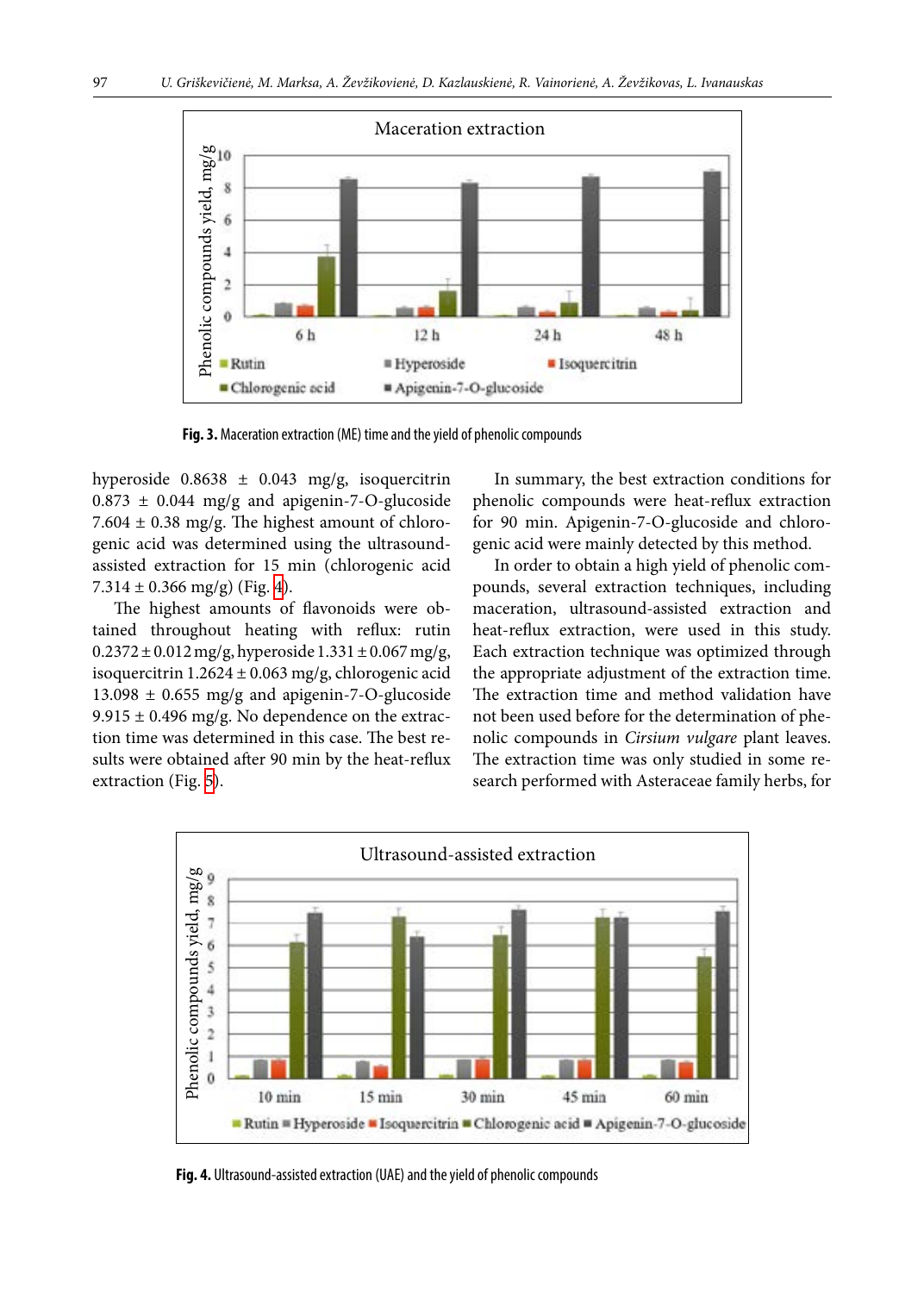Fig. 3. Maceration extraction (ME) time and the yield of phenolic compounds

hyperoside 0.8638 ± 0.043 mg/g, isoquercitrin 0.873 ± 0.044 mg/g and apigenin-7-O-glucoside 7.604 ± 0.38 mg/g. The highest amount of chlorogenic acid was determined using the ultrasound-assisted extraction for 15 min (chlorogenic acid 7.314 ± 0.366 mg/g) (Fig. 4).

The highest amounts of flavonoids were obtained throughout heating with reflux: rutin 0.2372 ± 0.012 mg/g, hyperoside 1.331 ± 0.067 mg/g, isoquercitrin 1.2624 ± 0.063 mg/g, chlorogenic acid 13.098 ± 0.655 mg/g and apigenin-7-O-glucoside 9.915 ± 0.496 mg/g. No dependence on the extraction time was determined in this case. The best results were obtained after 90 min by the heat-reflux extraction (Fig. 5).

In summary, the best extraction conditions for phenolic compounds were heat-reflux extraction for 90 min. Apigenin-7-O-glucoside and chlorogenic acid were mainly detected by this method.

In order to obtain a high yield of phenolic compounds, several extraction techniques, including maceration, ultrasound-assisted extraction and heat-reflux extraction, were used in this study. Each extraction technique was optimized through the appropriate adjustment of the extraction time. The extraction time and method validation have not been used before for the determination of phenolic compounds in *Cirsium vulgare* plant leaves. The extraction time was only studied in some research performed with Asteraceae family herbs, for

Fig. 4. Ultrasound-assisted extraction (UAE) and the yield of phenolic compounds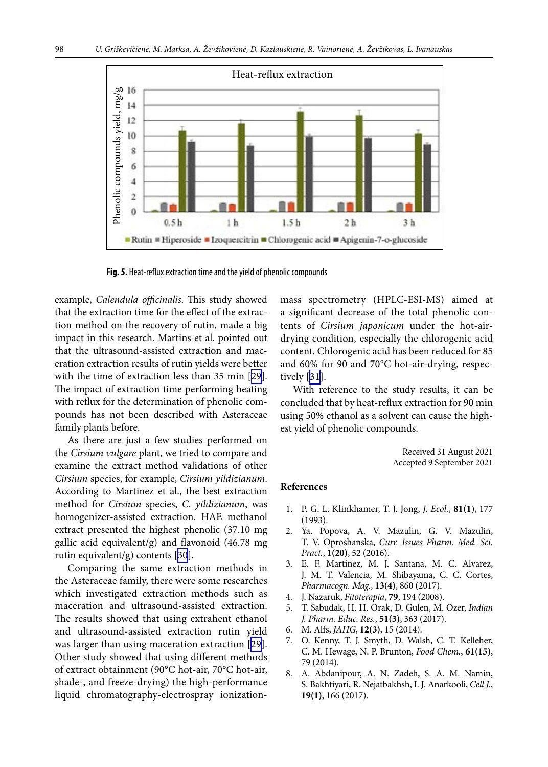**Fig. 5.** Heat-reflux extraction time and the yield of phenolic compounds

example, *Calendula officinalis*. This study showed that the extraction time for the effect of the extraction method on the recovery of rutin, made a big impact in this research. Martins et al. pointed out that the ultrasound-assisted extraction and maceration extraction results of rutin yields were better with the time of extraction less than 35 min [29]. The impact of extraction time performing heating with reflux for the determination of phenolic compounds has not been described with Asteraceae family plants before.

As there are just a few studies performed on the *Cirsium vulgare* plant, we tried to compare and examine the extract method validations of other *Cirsium* species, for example, *Cirsium yildizianum*. According to Martinez et al., the best extraction method for *Cirsium* species, *C. yildizianum*, was homogenizer-assisted extraction. HAE methanol extract presented the highest phenolic (37.10 mg gallic acid equivalent/g) and flavonoid (46.78 mg rutin equivalent/g) contents [30].

Comparing the same extraction methods in the Asteraceae family, there were some researches which investigated extraction methods such as maceration and ultrasound-assisted extraction. The results showed that using extrahent ethanol and ultrasound-assisted extraction rutin yield was larger than using maceration extraction [29]. Other study showed that using different methods of extract obtainment (90°C hot-air, 70°C hot-air, shade-, and freeze-drying) the high-performance liquid chromatography-electrospray ionization-mass spectrometry (HPLC-ESI-MS) aimed at a significant decrease of the total phenolic contents of *Cirsium japonicum* under the hot-air-drying condition, especially the chlorogenic acid content. Chlorogenic acid has been reduced for 85 and 60% for 90 and 70°C hot-air-drying, respectively [31].

With reference to the study results, it can be concluded that by heat-reflux extraction for 90 min using 50% ethanol as a solvent can cause the highest yield of phenolic compounds.

Received 31 August 2021
Accepted 9 September 2021

## References

1. P. G. L. Klinkhamer, T. J. Jong, *J. Ecol.*, **81(1)**, 177 (1993).
2. Ya. Popova, A. V. Mazulin, G. V. Mazulin, T. V. Oproshanska, *Curr. Issues Pharm. Med. Sci. Pract.*, **1(20)**, 52 (2016).
3. E. F. Martinez, M. J. Santana, M. C. Alvarez, J. M. T. Valencia, M. Shibayama, C. C. Cortes, *Pharmacogn. Mag.*, **13(4)**, 860 (2017).
4. J. Nazaruk, *Fitoterapia*, **79**, 194 (2008).
5. T. Sabudak, H. H. Orak, D. Gulen, M. Ozer, *Indian J. Pharm. Educ. Res.*, **51(3)**, 363 (2017).
6. M. Alfs, *JAHG*, **12(3)**, 15 (2014).
7. O. Kenny, T. J. Smyth, D. Walsh, C. T. Kelleher, C. M. Hewage, N. P. Brunton, *Food Chem.*, **61(15)**, 79 (2014).
8. A. Abdanipour, A. N. Zadeh, S. A. M. Namin, S. Bakhtiyari, R. Nejatbakhsh, I. J. Anarkooli, *Cell J.*, **19(1)**, 166 (2017).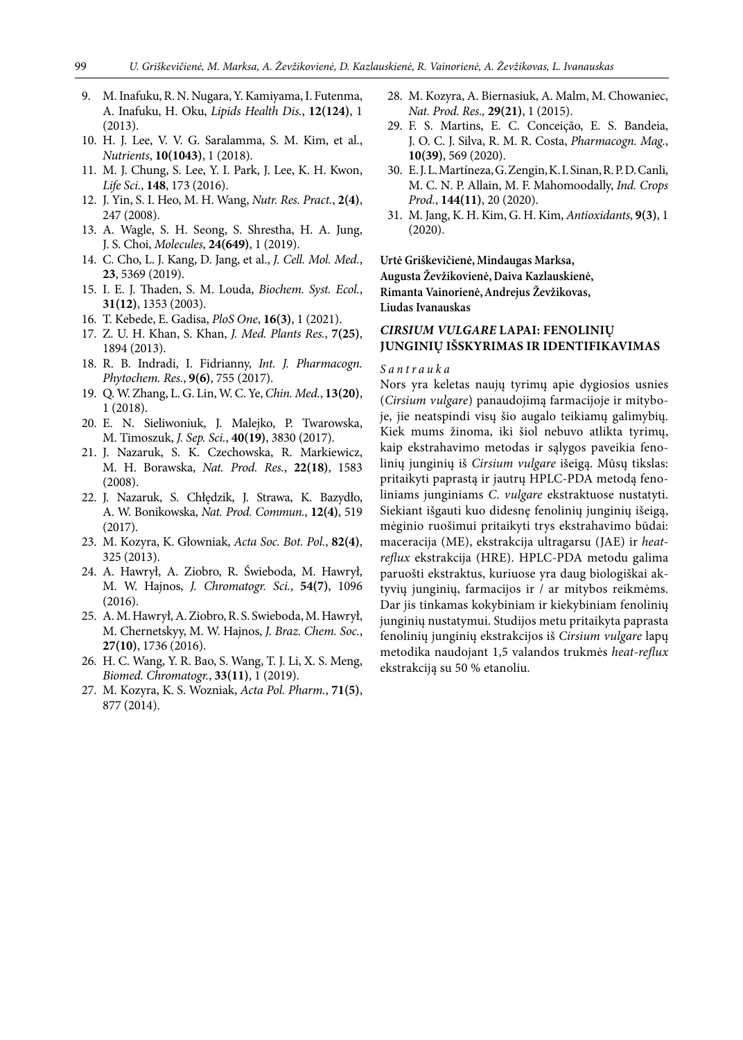9. M. Inafuku, R. N. Nugara, Y. Kamiyama, I. Futenma, A. Inafuku, H. Oku, *Lipids Health Dis.*, **12(124)**, 1 (2013).
10. H. J. Lee, V. V. G. Saralamma, S. M. Kim, et al., *Nutrients*, **10(1043)**, 1 (2018).
11. M. J. Chung, S. Lee, Y. I. Park, J. Lee, K. H. Kwon, *Life Sci.*, **148**, 173 (2016).
12. J. Yin, S. I. Heo, M. H. Wang, *Nutr. Res. Pract.*, **2(4)**, 247 (2008).
13. A. Wagle, S. H. Seong, S. Shrestha, H. A. Jung, J. S. Choi, *Molecules*, **24(649)**, 1 (2019).
14. C. Cho, L. J. Kang, D. Jang, et al., *J. Cell. Mol. Med.*, **23**, 5369 (2019).
15. I. E. J. Thaden, S. M. Louda, *Biochem. Syst. Ecol.*, **31(12)**, 1353 (2003).
16. T. Kebede, E. Gadisa, *PloS One*, **16(3)**, 1 (2021).
17. Z. U. H. Khan, S. Khan, *J. Med. Plants Res.*, **7(25)**, 1894 (2013).
18. R. B. Indradi, I. Fidrianny, *Int. J. Pharmacogn. Phytochem. Res.*, **9(6)**, 755 (2017).
19. Q. W. Zhang, L. G. Lin, W. C. Ye, *Chin. Med.*, **13(20)**, 1 (2018).
20. E. N. Sieliwoniuk, J. Malejko, P. Twarowska, M. Timoszuk, *J. Sep. Sci.*, **40(19)**, 3830 (2017).
21. J. Nazaruk, S. K. Czechowska, R. Markiewicz, M. H. Borawska, *Nat. Prod. Res.*, **22(18)**, 1583 (2008).
22. J. Nazaruk, S. Chłędzik, J. Strawa, K. Bazydło, A. W. Bonikowska, *Nat. Prod. Commun.*, **12(4)**, 519 (2017).
23. M. Kozyra, K. Głowniak, *Acta Soc. Bot. Pol.*, **82(4)**, 325 (2013).
24. A. Hawrył, A. Ziobro, R. Świeboda, M. Hawrył, M. W. Hajnos, *J. Chromatogr. Sci.*, **54(7)**, 1096 (2016).
25. A. M. Hawrył, A. Ziobro, R. S. Swieboda, M. Hawrył, M. Chernetskyy, M. W. Hajnos, *J. Braz. Chem. Soc.*, **27(10)**, 1736 (2016).
26. H. C. Wang, Y. R. Bao, S. Wang, T. J. Li, X. S. Meng, *Biomed. Chromatogr.*, **33(11)**, 1 (2019).
27. M. Kozyra, K. S. Wozniak, *Acta Pol. Pharm.*, **71(5)**, 877 (2014).
28. M. Kozyra, A. Biernasiuk, A. Malm, M. Chowaniec, *Nat. Prod. Res.,* **29(21)**, 1 (2015).
29. F. S. Martins, E. C. Conceição, E. S. Bandeia, J. O. C. J. Silva, R. M. R. Costa, *Pharmacogn. Mag.*, **10(39)**, 569 (2020).
30. E. J. L. Martíneza, G. Zengin, K. I. Sinan, R. P. D. Canli, M. C. N. P. Allain, M. F. Mahomoodally, *Ind. Crops Prod.*, **144(11)**, 20 (2020).
31. M. Jang, K. H. Kim, G. H. Kim, *Antioxidants*, **9(3)**, 1 (2020).

**Urtė Griškevičienė, Mindaugas Marksa, AugustaŽevžikovienė, Daiva Kazlauskienė, Rimanta Vainorienė, AndrejusŽevžikovas, Liudas Ivanauskas**

## *CIRSIUM VULGARE* LAPAI: FENOLINIŲ JUNGINIŲ IŠSKYRIMAS IR IDENTIFIKAVIMAS

*Santrauka*

Nors yra keletas naujų tyrimų apie dygiosios usnies (*Cirsium vulgare*) panaudojimą farmacijoje ir mityboje, jie neatspindi visų šio augalo teikiamų galimybių. Kiek mums žinoma, iki šiol nebuvo atlikta tyrimų, kaip ekstrahavimo metodas ir sąlygos paveikia fenolinių junginių iš *Cirsium vulgare* išeigą. Mūsų tikslas: pritaikyti paprastą ir jautrų HPLC-PDA metodą fenoliniams junginiams *C. vulgare* ekstraktuose nustatyti. Siekiant išgauti kuo didesnę fenolinių junginių išeigą, mėginio ruošimui pritaikyti trys ekstrahavimo būdai: maceracija (ME), ekstrakcija ultragarsu (JAE) ir *heat-reflux* ekstrakcija (HRE). HPLC-PDA metodu galima paruošti ekstraktus, kuriuose yra daug biologiškai aktyvių junginių, farmacijos ir / ar mitybos reikmėms. Dar jis tinkamas kokybiniam ir kiekybiniam fenolinių junginių nustatymui. Studijos metu pritaikyta paprasta fenolinių junginių ekstrakcijos iš *Cirsium vulgare* lapų metodika naudojant 1,5 valandos trukmės *heat-reflux* ekstrakciją su 50 % etanoliu.